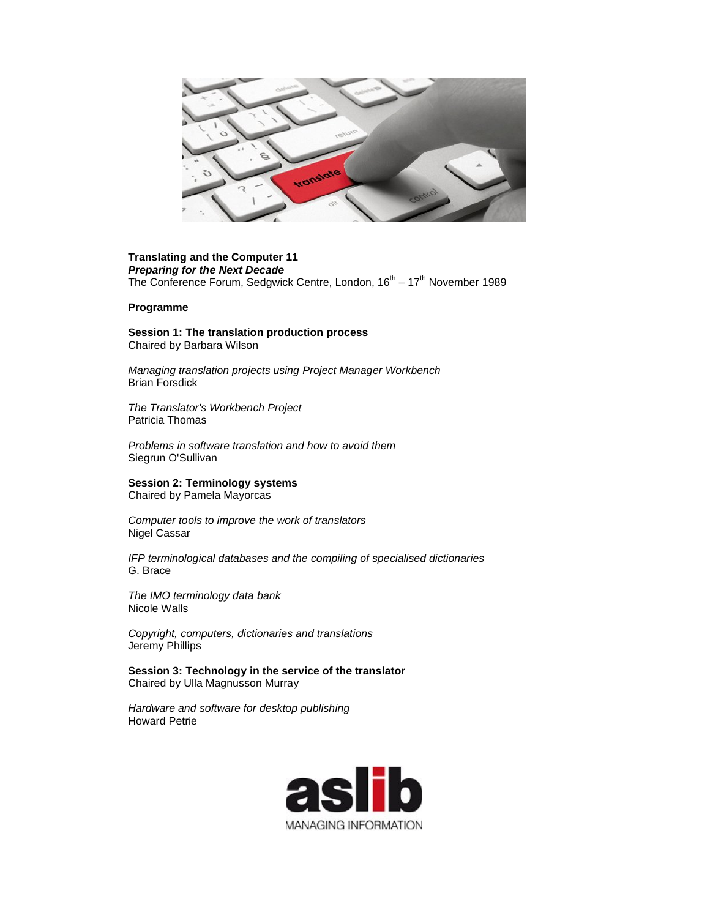**Translating and the Computer 11**

***Preparing for the Next Decade***

The Conference Forum, Sedgwick Centre, London, 16th – 17th November 1989

**Programme**

**Session 1: The translation production process**
Chaired by Barbara Wilson

*Managing translation projects using Project Manager Workbench*
Brian Forsdick

*The Translator's Workbench Project*
Patricia Thomas

*Problems in software translation and how to avoid them*
Siegrun O'Sullivan

**Session 2: Terminology systems**
Chaired by Pamela Mayorcas

*Computer tools to improve the work of translators*
Nigel Cassar

*IFP terminological databases and the compiling of specialised dictionaries*
G. Brace

*The IMO terminology data bank*
Nicole Walls

*Copyright, computers, dictionaries and translations*
Jeremy Phillips

**Session 3: Technology in the service of the translator**
Chaired by Ulla Magnusson Murray

*Hardware and software for desktop publishing*
Howard Petrie

aslib
MANAGING INFORMATION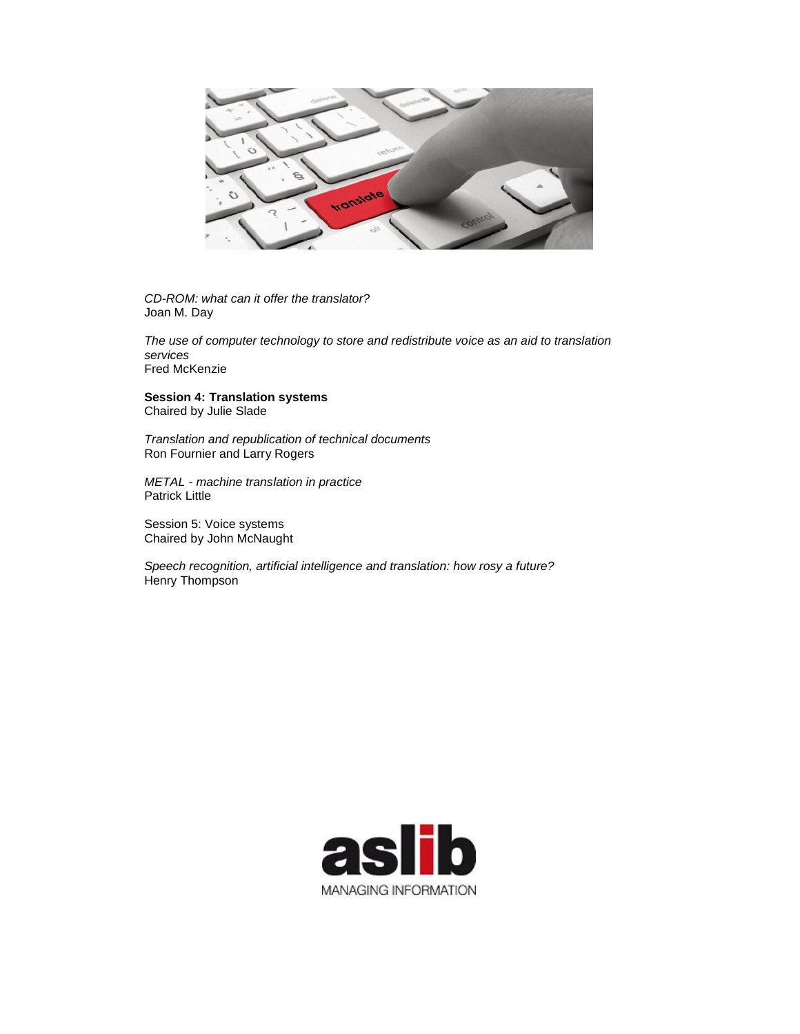*CD-ROM: what can it offer the translator?*
Joan M. Day

*The use of computer technology to store and redistribute voice as an aid to translation services*
Fred McKenzie

**Session 4: Translation systems**
Chaired by Julie Slade

*Translation and republication of technical documents*
Ron Fournier and Larry Rogers

*METAL - machine translation in practice*
Patrick Little

Session 5: Voice systems
Chaired by John McNaught

*Speech recognition, artificial intelligence and translation: how rosy a future?*
Henry Thompson